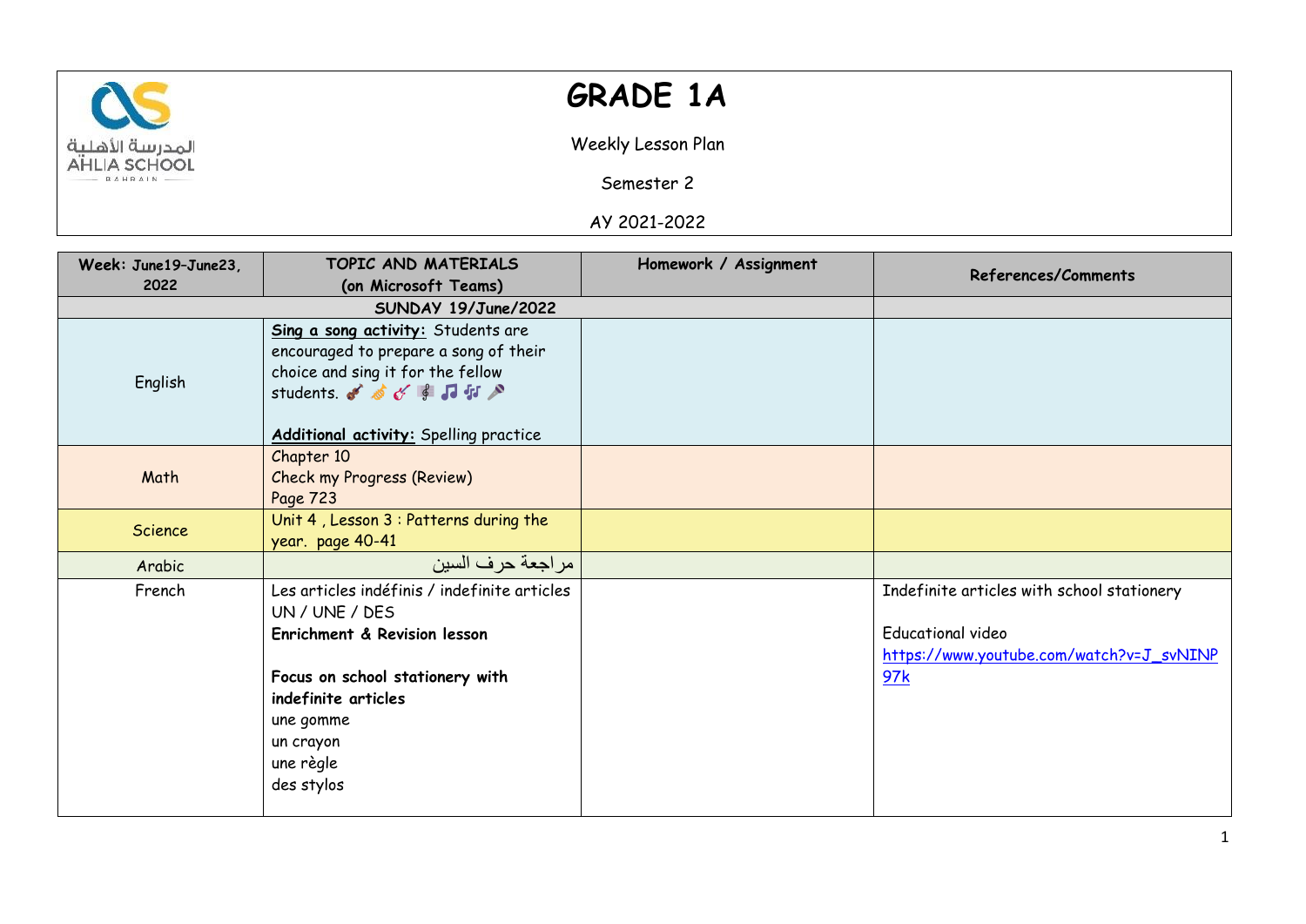# GRADE 1A

Weekly Lesson Plan

Semester 2

AY 2021-2022

| Week: June19-June23, 2022 | TOPIC AND MATERIALS (on Microsoft Teams) | Homework / Assignment | References/Comments |
|---|---|---|---|
| **SUNDAY 19/June/2022** | | | |
| English | **Sing a song activity:** Students are encouraged to prepare a song of their choice and sing it for the fellow students. 🎻🎷🎸🎼🎵🎶🎤<br><br>**Additional activity:** Spelling practice | | |
| Math | Chapter 10<br>Check my Progress (Review)<br>Page 723 | | |
| Science | Unit 4 , Lesson 3 : Patterns during the year. page 40-41 | | |
| Arabic | مراجعة حرف السين | | |
| French | Les articles indéfinis / indefinite articles<br>UN / UNE / DES<br>**Enrichment & Revision lesson**<br><br>**Focus on school stationery with indefinite articles**<br>une gomme<br>un crayon<br>une règle<br>des stylos | | Indefinite articles with school stationery<br><br>Educational video<br>https://www.youtube.com/watch?v=J_svNINP97k |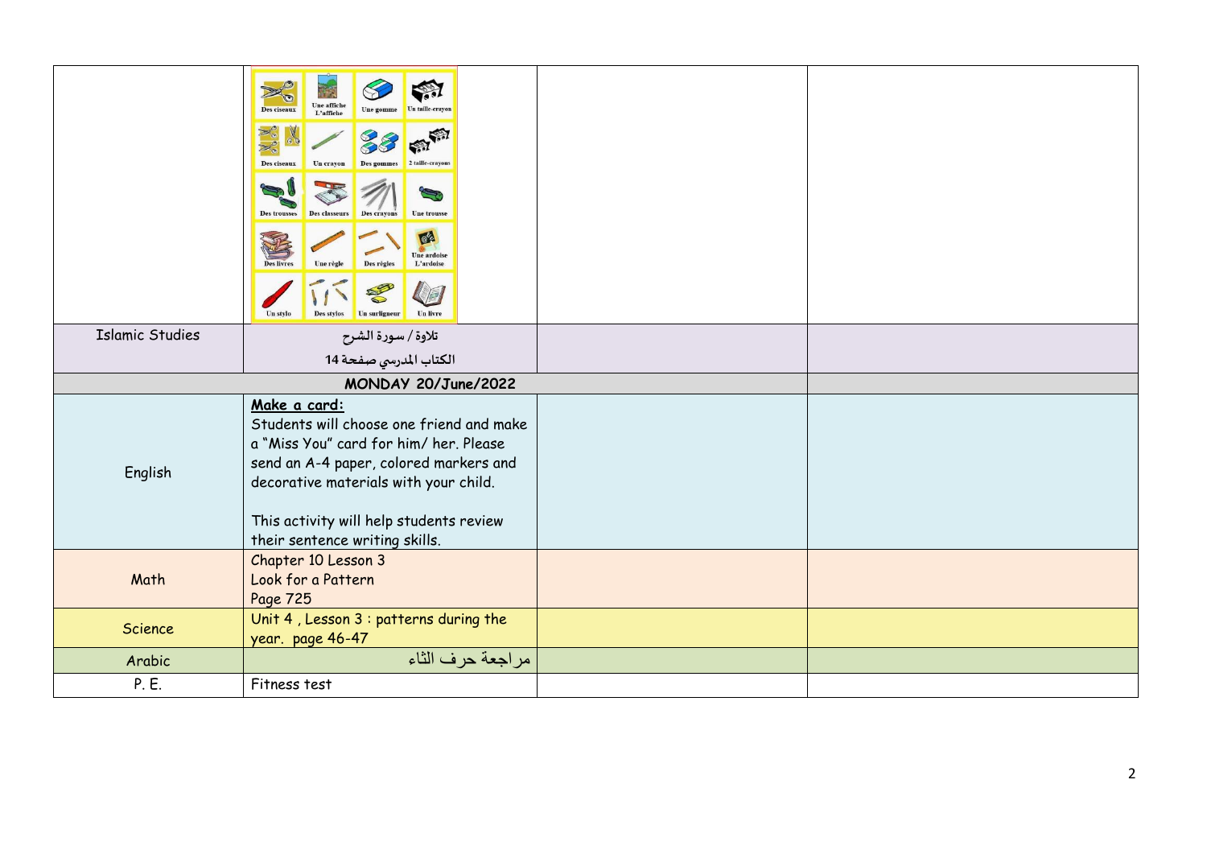| | | | |
|---|---|---|---|
| | Des ciseaux, Une affiche L'affiche, Une gomme, Un taille-crayon, Des ciseaux, Un crayon, Des gommes, 2 taille-crayons, Des trousses, Des classeurs, Des crayons, Une trousse, Des livres, Une règle, Des règles, Une ardoise L'ardoise, Un stylo, Des stylos, Un surligneur, Un livre | | |
| Islamic Studies | تلاوة / سورة الشرح<br>الكتاب المدرسي صفحة 14 | | |
| **MONDAY 20/June/2022** | | | |
| English | **Make a card:**<br>Students will choose one friend and make a "Miss You" card for him/ her. Please send an A-4 paper, colored markers and decorative materials with your child.<br><br>This activity will help students review their sentence writing skills. | | |
| Math | Chapter 10 Lesson 3<br>Look for a Pattern<br>Page 725 | | |
| Science | Unit 4 , Lesson 3 : patterns during the year. page 46-47 | | |
| Arabic | مراجعة حرف الثاء | | |
| P. E. | Fitness test | | |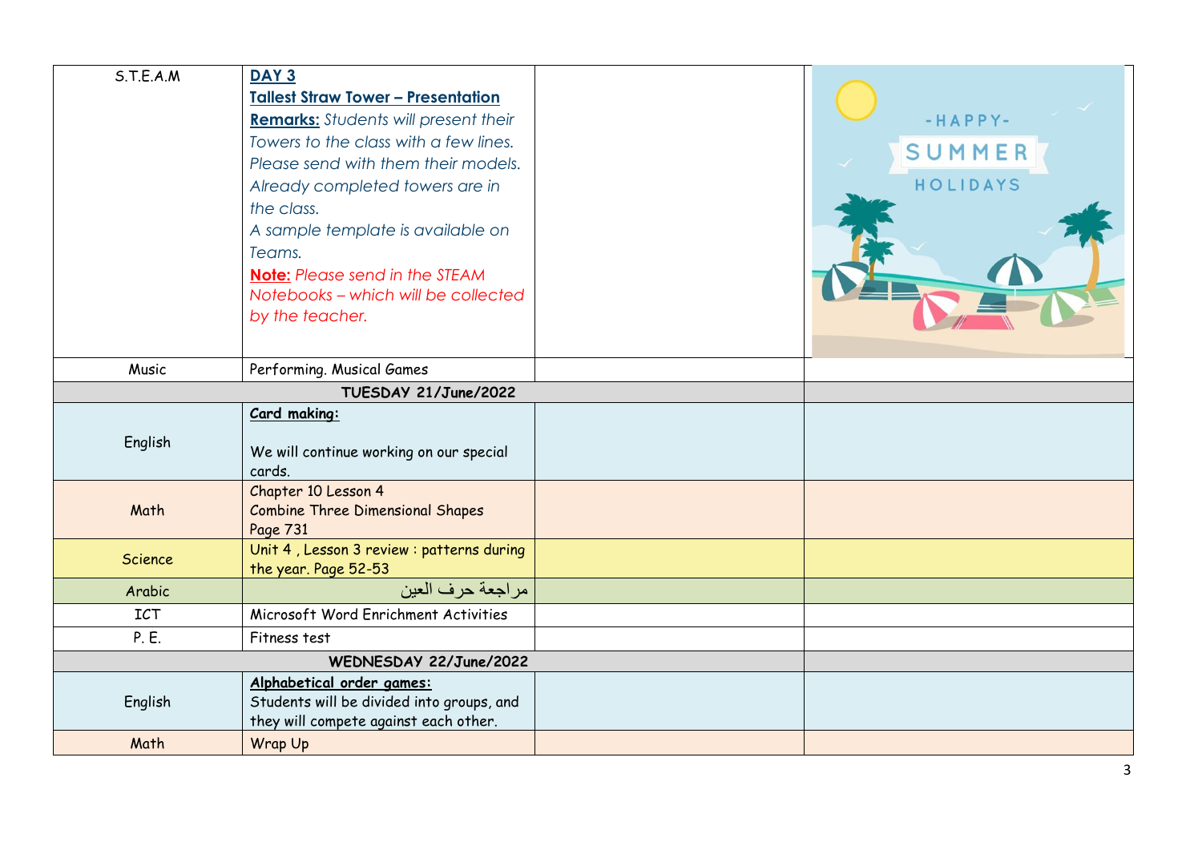| S.T.E.A.M | **DAY 3**<br>**Tallest Straw Tower – Presentation**<br>**Remarks:** *Students will present their Towers to the class with a few lines. Please send with them their models. Already completed towers are in the class.*<br>*A sample template is available on Teams.*<br>**Note:** *Please send in the STEAM Notebooks – which will be collected by the teacher.* | | |
|---|---|---|---|
| Music | Performing. Musical Games | | |
| **TUESDAY 21/June/2022** | | | |
| English | **Card making:**<br><br>We will continue working on our special cards. | | |
| Math | Chapter 10 Lesson 4<br>Combine Three Dimensional Shapes<br>Page 731 | | |
| Science | Unit 4 , Lesson 3 review : patterns during the year. Page 52-53 | | |
| Arabic | مراجعة حرف العين | | |
| ICT | Microsoft Word Enrichment Activities | | |
| P. E. | Fitness test | | |
| **WEDNESDAY 22/June/2022** | | | |
| English | **Alphabetical order games:**<br>Students will be divided into groups, and they will compete against each other. | | |
| Math | Wrap Up | | |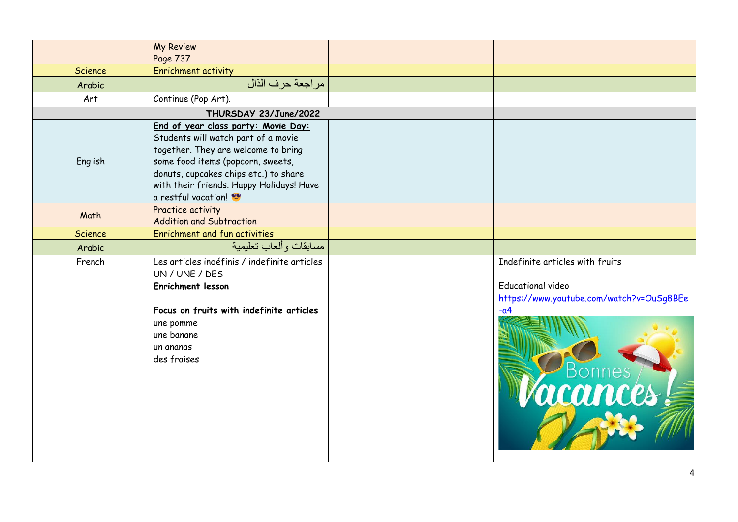| | | | |
|---|---|---|---|
| | My Review<br>Page 737 | | |
| Science | Enrichment activity | | |
| Arabic | مراجعة حرف الذال | | |
| Art | Continue (Pop Art). | | |
| **THURSDAY 23/June/2022** | | | |
| English | **End of year class party: Movie Day:**<br>Students will watch part of a movie together. They are welcome to bring some food items (popcorn, sweets, donuts, cupcakes chips etc.) to share with their friends. Happy Holidays! Have a restful vacation! 😎 | | |
| Math | Practice activity<br>Addition and Subtraction | | |
| Science | Enrichment and fun activities | | |
| Arabic | مسابقات وألعاب تعليمية | | |
| French | Les articles indéfinis / indefinite articles<br>UN / UNE / DES<br>**Enrichment lesson**<br><br>**Focus on fruits with indefinite articles**<br>une pomme<br>une banane<br>un ananas<br>des fraises | | Indefinite articles with fruits<br><br>Educational video<br>https://www.youtube.com/watch?v=OuSg8BEe-a4 |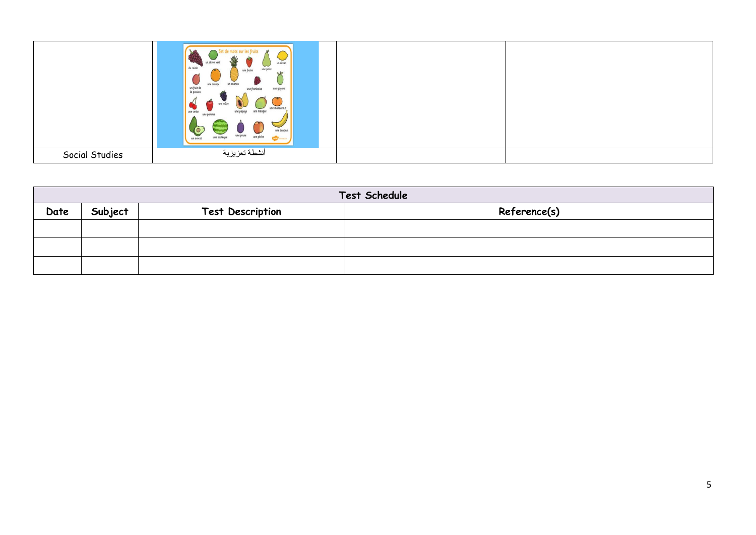| | | | |
|---|---|---|---|
| | | | |
| Social Studies | أنشطة تعزيزية | | |

| Test Schedule | | | |
|---|---|---|---|
| Date | Subject | Test Description | Reference(s) |
| | | | |
| | | | |
| | | | |